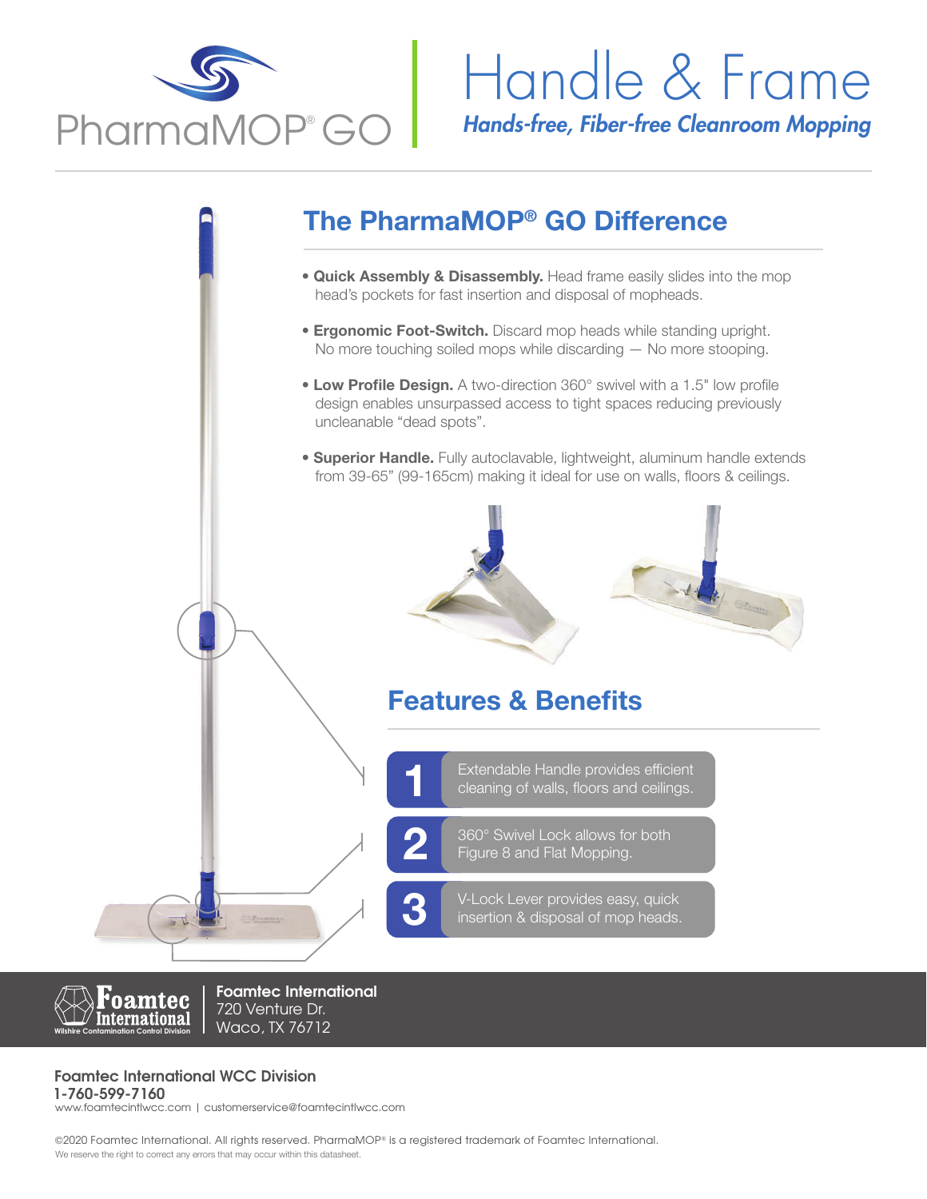PharmaMOP® GO

# Handle & Frame

***Hands-free, Fiber-free Cleanroom Mopping***

## The PharmaMOP® GO Difference

- **Quick Assembly & Disassembly.** Head frame easily slides into the mop head's pockets for fast insertion and disposal of mopheads.
- **Ergonomic Foot-Switch.** Discard mop heads while standing upright. No more touching soiled mops while discarding — No more stooping.
- **Low Profile Design.** A two-direction 360° swivel with a 1.5" low profile design enables unsurpassed access to tight spaces reducing previously uncleanable "dead spots".
- **Superior Handle.** Fully autoclavable, lightweight, aluminum handle extends from 39-65" (99-165cm) making it ideal for use on walls, floors & ceilings.

## Features & Benefits

1. Extendable Handle provides efficient cleaning of walls, floors and ceilings.
2. 360° Swivel Lock allows for both Figure 8 and Flat Mopping.
3. V-Lock Lever provides easy, quick insertion & disposal of mop heads.

Foamtec International
Wilshire Contamination Control Division

**Foamtec International**
720 Venture Dr.
Waco, TX 76712

**Foamtec International WCC Division**
**1-760-599-7160**
www.foamtecintlwcc.com | customerservice@foamtecintlwcc.com

©2020 Foamtec International. All rights reserved. PharmaMOP® is a registered trademark of Foamtec International.
We reserve the right to correct any errors that may occur within this datasheet.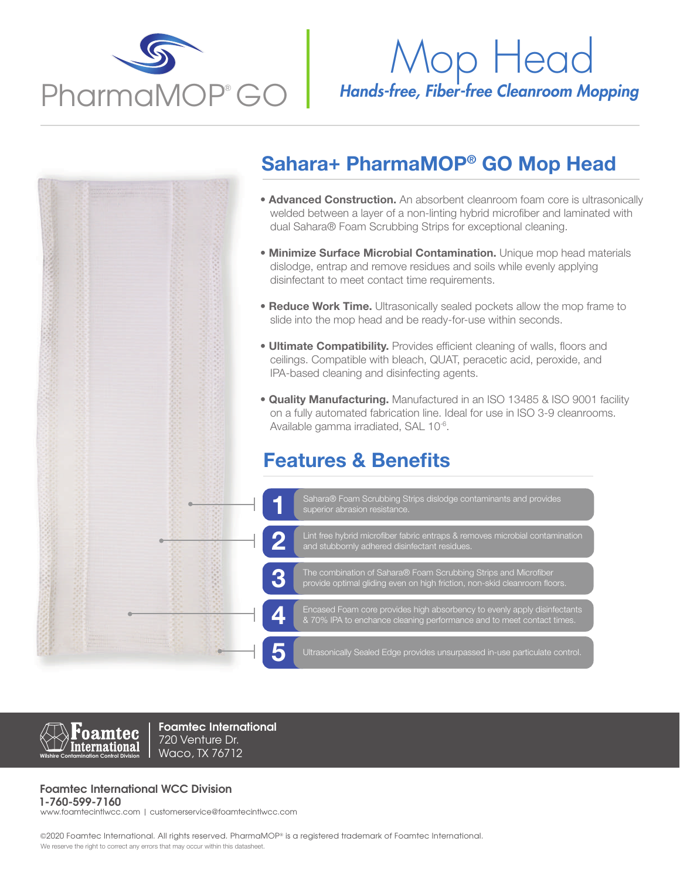PharmaMOP® GO

# Mop Head

*Hands-free, Fiber-free Cleanroom Mopping*

## Sahara+ PharmaMOP® GO Mop Head

- **Advanced Construction.** An absorbent cleanroom foam core is ultrasonically welded between a layer of a non-linting hybrid microfiber and laminated with dual Sahara® Foam Scrubbing Strips for exceptional cleaning.
- **Minimize Surface Microbial Contamination.** Unique mop head materials dislodge, entrap and remove residues and soils while evenly applying disinfectant to meet contact time requirements.
- **Reduce Work Time.** Ultrasonically sealed pockets allow the mop frame to slide into the mop head and be ready-for-use within seconds.
- **Ultimate Compatibility.** Provides efficient cleaning of walls, floors and ceilings. Compatible with bleach, QUAT, peracetic acid, peroxide, and IPA-based cleaning and disinfecting agents.
- **Quality Manufacturing.** Manufactured in an ISO 13485 & ISO 9001 facility on a fully automated fabrication line. Ideal for use in ISO 3-9 cleanrooms. Available gamma irradiated, SAL $10^{-6}$.

## Features & Benefits

1. Sahara® Foam Scrubbing Strips dislodge contaminants and provides superior abrasion resistance.
2. Lint free hybrid microfiber fabric entraps & removes microbial contamination and stubbornly adhered disinfectant residues.
3. The combination of Sahara® Foam Scrubbing Strips and Microfiber provide optimal gliding even on high friction, non-skid cleanroom floors.
4. Encased Foam core provides high absorbency to evenly apply disinfectants & 70% IPA to enchance cleaning performance and to meet contact times.
5. Ultrasonically Sealed Edge provides unsurpassed in-use particulate control.

Foamtec International
Wilshire Contamination Control Division

**Foamtec International**
720 Venture Dr.
Waco, TX 76712

**Foamtec International WCC Division**
**1-760-599-7160**
www.foamtecintlwcc.com | customerservice@foamtecintlwcc.com

©2020 Foamtec International. All rights reserved. PharmaMOP® is a registered trademark of Foamtec International.
We reserve the right to correct any errors that may occur within this datasheet.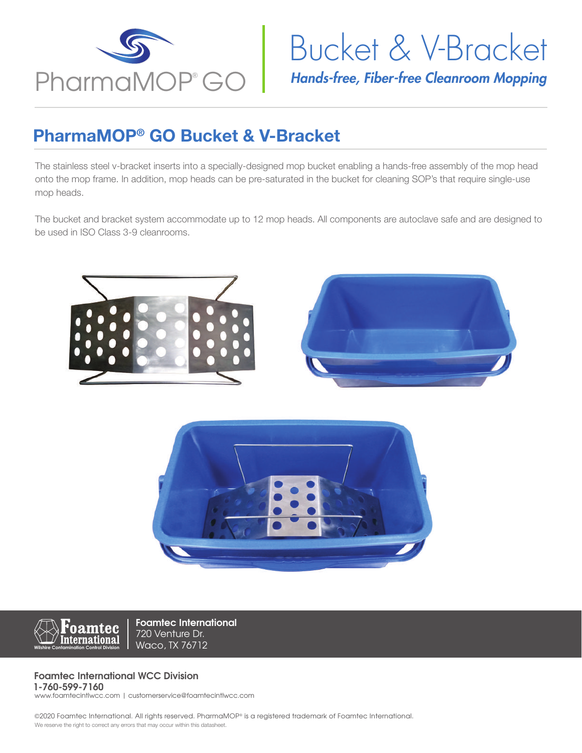PharmaMOP® GO

# Bucket & V-Bracket

*Hands-free, Fiber-free Cleanroom Mopping*

## PharmaMOP® GO Bucket & V-Bracket

The stainless steel v-bracket inserts into a specially-designed mop bucket enabling a hands-free assembly of the mop head onto the mop frame. In addition, mop heads can be pre-saturated in the bucket for cleaning SOP's that require single-use mop heads.

The bucket and bracket system accommodate up to 12 mop heads. All components are autoclave safe and are designed to be used in ISO Class 3-9 cleanrooms.

**Foamtec International**
720 Venture Dr.
Waco, TX 76712

**Foamtec International WCC Division**
**1-760-599-7160**
www.foamtecintlwcc.com | customerservice@foamtecintlwcc.com

©2020 Foamtec International. All rights reserved. PharmaMOP® is a registered trademark of Foamtec International.
We reserve the right to correct any errors that may occur within this datasheet.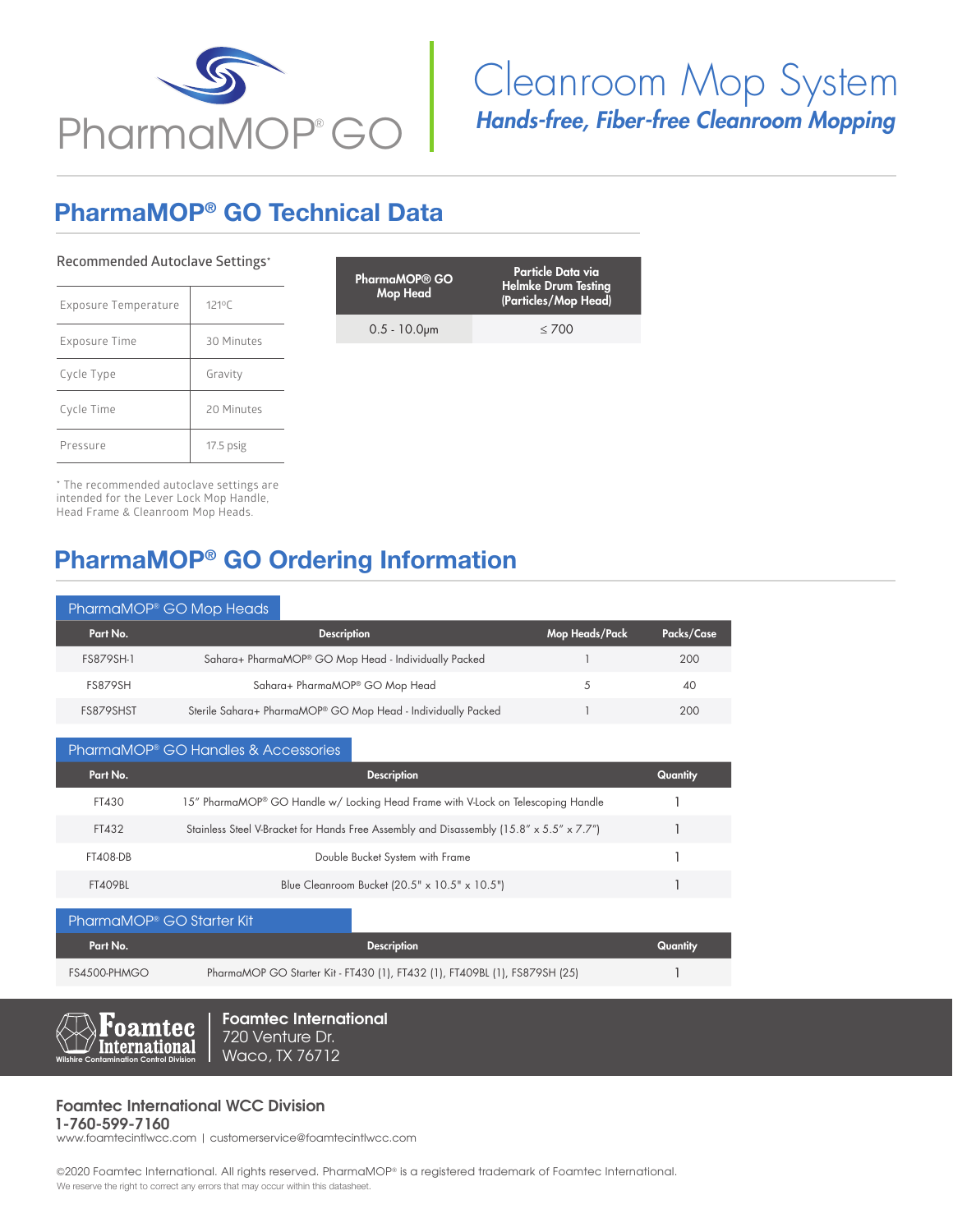PharmaMOP® GO

# Cleanroom Mop System

***Hands-free, Fiber-free Cleanroom Mopping***

## PharmaMOP® GO Technical Data

Recommended Autoclave Settings*

| | |
|---|---|
| Exposure Temperature | 121ºC |
| Exposure Time | 30 Minutes |
| Cycle Type | Gravity |
| Cycle Time | 20 Minutes |
| Pressure | 17.5 psig |

* The recommended autoclave settings are intended for the Lever Lock Mop Handle, Head Frame & Cleanroom Mop Heads.

| PharmaMOP® GO Mop Head | Particle Data via Helmke Drum Testing (Particles/Mop Head) |
|---|---|
| 0.5 - 10.0μm | ≤ 700 |

## PharmaMOP® GO Ordering Information

### PharmaMOP® GO Mop Heads

| Part No. | Description | Mop Heads/Pack | Packs/Case |
|---|---|---|---|
| FS879SH-1 | Sahara+ PharmaMOP® GO Mop Head - Individually Packed | 1 | 200 |
| FS879SH | Sahara+ PharmaMOP® GO Mop Head | 5 | 40 |
| FS879SHST | Sterile Sahara+ PharmaMOP® GO Mop Head - Individually Packed | 1 | 200 |

### PharmaMOP® GO Handles & Accessories

| Part No. | Description | Quantity |
|---|---|---|
| FT430 | 15" PharmaMOP® GO Handle w/ Locking Head Frame with V-Lock on Telescoping Handle | 1 |
| FT432 | Stainless Steel V-Bracket for Hands Free Assembly and Disassembly (15.8" x 5.5" x 7.7") | 1 |
| FT408-DB | Double Bucket System with Frame | 1 |
| FT409BL | Blue Cleanroom Bucket (20.5" x 10.5" x 10.5") | 1 |

### PharmaMOP® GO Starter Kit

| Part No. | Description | Quantity |
|---|---|---|
| FS4500-PHMGO | PharmaMOP GO Starter Kit - FT430 (1), FT432 (1), FT409BL (1), FS879SH (25) | 1 |

Foamtec International
Wilshire Contamination Control Division

**Foamtec International**
720 Venture Dr.
Waco, TX 76712

**Foamtec International WCC Division**
**1-760-599-7160**
www.foamtecintlwcc.com | customerservice@foamtecintlwcc.com

©2020 Foamtec International. All rights reserved. PharmaMOP® is a registered trademark of Foamtec International.
We reserve the right to correct any errors that may occur within this datasheet.